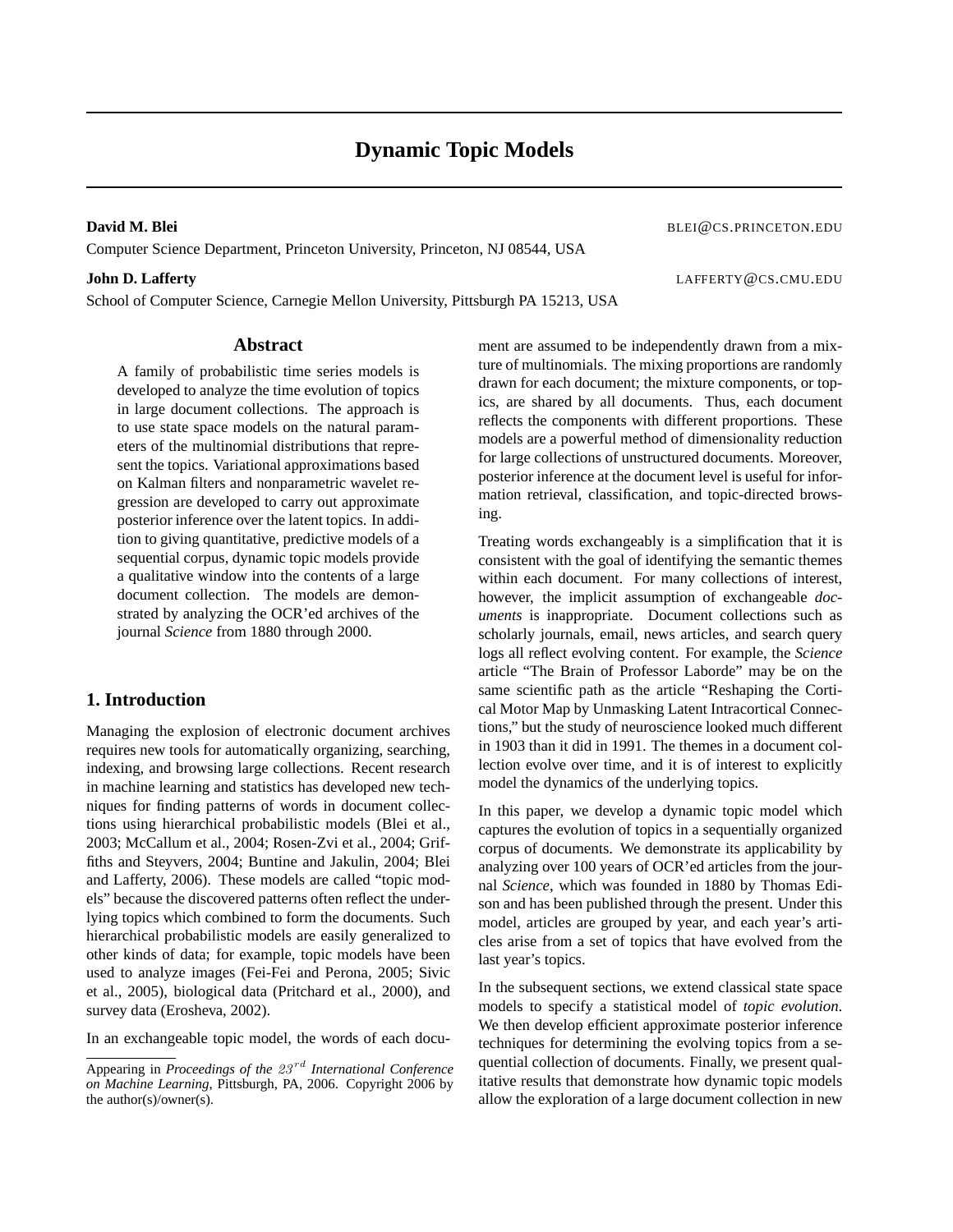# Dynamic Topic Models

**David M. Blei** BLEI@CS.PRINCETON.EDU

Computer Science Department, Princeton University, Princeton, NJ 08544, USA

**John D. Lafferty** LAFFERTY@CS.CMU.EDU

School of Computer Science, Carnegie Mellon University, Pittsburgh PA 15213, USA

## Abstract

A family of probabilistic time series models is developed to analyze the time evolution of topics in large document collections. The approach is to use state space models on the natural parameters of the multinomial distributions that represent the topics. Variational approximations based on Kalman filters and nonparametric wavelet regression are developed to carry out approximate posterior inference over the latent topics. In addition to giving quantitative, predictive models of a sequential corpus, dynamic topic models provide a qualitative window into the contents of a large document collection. The models are demonstrated by analyzing the OCR'ed archives of the journal *Science* from 1880 through 2000.

## 1. Introduction

Managing the explosion of electronic document archives requires new tools for automatically organizing, searching, indexing, and browsing large collections. Recent research in machine learning and statistics has developed new techniques for finding patterns of words in document collections using hierarchical probabilistic models (Blei et al., 2003; McCallum et al., 2004; Rosen-Zvi et al., 2004; Griffiths and Steyvers, 2004; Buntine and Jakulin, 2004; Blei and Lafferty, 2006). These models are called "topic models" because the discovered patterns often reflect the underlying topics which combined to form the documents. Such hierarchical probabilistic models are easily generalized to other kinds of data; for example, topic models have been used to analyze images (Fei-Fei and Perona, 2005; Sivic et al., 2005), biological data (Pritchard et al., 2000), and survey data (Erosheva, 2002).

In an exchangeable topic model, the words of each document are assumed to be independently drawn from a mixture of multinomials. The mixing proportions are randomly drawn for each document; the mixture components, or topics, are shared by all documents. Thus, each document reflects the components with different proportions. These models are a powerful method of dimensionality reduction for large collections of unstructured documents. Moreover, posterior inference at the document level is useful for information retrieval, classification, and topic-directed browsing.

Treating words exchangeably is a simplification that it is consistent with the goal of identifying the semantic themes within each document. For many collections of interest, however, the implicit assumption of exchangeable *documents* is inappropriate. Document collections such as scholarly journals, email, news articles, and search query logs all reflect evolving content. For example, the *Science* article "The Brain of Professor Laborde" may be on the same scientific path as the article "Reshaping the Cortical Motor Map by Unmasking Latent Intracortical Connections," but the study of neuroscience looked much different in 1903 than it did in 1991. The themes in a document collection evolve over time, and it is of interest to explicitly model the dynamics of the underlying topics.

In this paper, we develop a dynamic topic model which captures the evolution of topics in a sequentially organized corpus of documents. We demonstrate its applicability by analyzing over 100 years of OCR'ed articles from the journal *Science*, which was founded in 1880 by Thomas Edison and has been published through the present. Under this model, articles are grouped by year, and each year's articles arise from a set of topics that have evolved from the last year's topics.

In the subsequent sections, we extend classical state space models to specify a statistical model of *topic evolution*. We then develop efficient approximate posterior inference techniques for determining the evolving topics from a sequential collection of documents. Finally, we present qualitative results that demonstrate how dynamic topic models allow the exploration of a large document collection in new

Appearing in *Proceedings of the $23^{rd}$ International Conference on Machine Learning*, Pittsburgh, PA, 2006. Copyright 2006 by the author(s)/owner(s).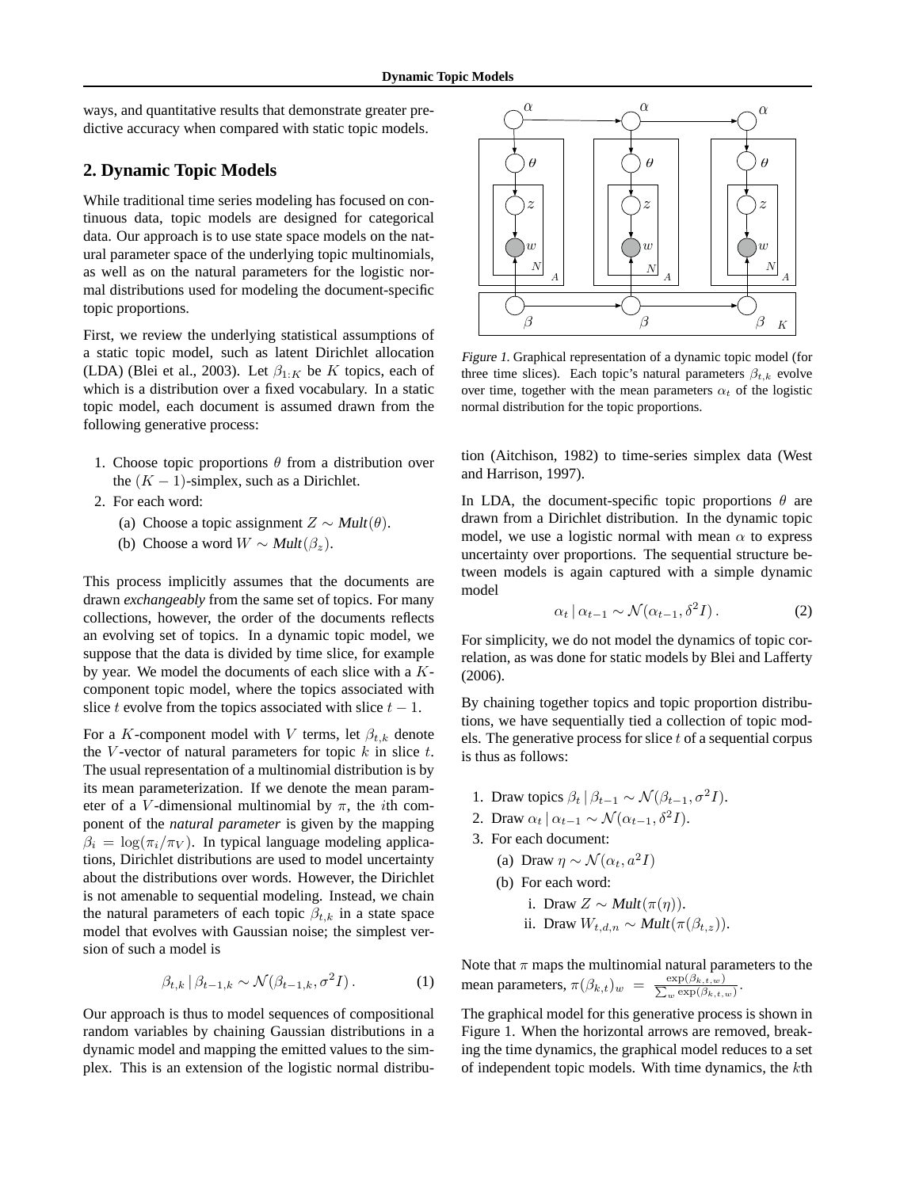ways, and quantitative results that demonstrate greater predictive accuracy when compared with static topic models.

## 2. Dynamic Topic Models

While traditional time series modeling has focused on continuous data, topic models are designed for categorical data. Our approach is to use state space models on the natural parameter space of the underlying topic multinomials, as well as on the natural parameters for the logistic normal distributions used for modeling the document-specific topic proportions.

First, we review the underlying statistical assumptions of a static topic model, such as latent Dirichlet allocation (LDA) (Blei et al., 2003). Let $\beta_{1:K}$ be $K$ topics, each of which is a distribution over a fixed vocabulary. In a static topic model, each document is assumed drawn from the following generative process:

1. Choose topic proportions $\theta$ from a distribution over the $(K-1)$-simplex, such as a Dirichlet.
2. For each word:
   (a) Choose a topic assignment $Z \sim \textit{Mult}(\theta)$.
   (b) Choose a word $W \sim \textit{Mult}(\beta_z)$.

This process implicitly assumes that the documents are drawn *exchangeably* from the same set of topics. For many collections, however, the order of the documents reflects an evolving set of topics. In a dynamic topic model, we suppose that the data is divided by time slice, for example by year. We model the documents of each slice with a $K$-component topic model, where the topics associated with slice $t$ evolve from the topics associated with slice $t-1$.

For a $K$-component model with $V$ terms, let $\beta_{t,k}$ denote the $V$-vector of natural parameters for topic $k$ in slice $t$. The usual representation of a multinomial distribution is by its mean parameterization. If we denote the mean parameter of a $V$-dimensional multinomial by $\pi$, the $i$th component of the *natural parameter* is given by the mapping $\beta_i = \log(\pi_i/\pi_V)$. In typical language modeling applications, Dirichlet distributions are used to model uncertainty about the distributions over words. However, the Dirichlet is not amenable to sequential modeling. Instead, we chain the natural parameters of each topic $\beta_{t,k}$ in a state space model that evolves with Gaussian noise; the simplest version of such a model is

$$\beta_{t,k} \mid \beta_{t-1,k} \sim \mathcal{N}(\beta_{t-1,k}, \sigma^2 I)\,. \tag{1}$$

Our approach is thus to model sequences of compositional random variables by chaining Gaussian distributions in a dynamic model and mapping the emitted values to the simplex. This is an extension of the logistic normal distribution (Aitchison, 1982) to time-series simplex data (West and Harrison, 1997).

*Figure 1.* Graphical representation of a dynamic topic model (for three time slices). Each topic's natural parameters $\beta_{t,k}$ evolve over time, together with the mean parameters $\alpha_t$ of the logistic normal distribution for the topic proportions.

In LDA, the document-specific topic proportions $\theta$ are drawn from a Dirichlet distribution. In the dynamic topic model, we use a logistic normal with mean $\alpha$ to express uncertainty over proportions. The sequential structure between models is again captured with a simple dynamic model

$$\alpha_t \mid \alpha_{t-1} \sim \mathcal{N}(\alpha_{t-1}, \delta^2 I)\,. \tag{2}$$

For simplicity, we do not model the dynamics of topic correlation, as was done for static models by Blei and Lafferty (2006).

By chaining together topics and topic proportion distributions, we have sequentially tied a collection of topic models. The generative process for slice $t$ of a sequential corpus is thus as follows:

1. Draw topics $\beta_t \mid \beta_{t-1} \sim \mathcal{N}(\beta_{t-1}, \sigma^2 I)$.
2. Draw $\alpha_t \mid \alpha_{t-1} \sim \mathcal{N}(\alpha_{t-1}, \delta^2 I)$.
3. For each document:
   (a) Draw $\eta \sim \mathcal{N}(\alpha_t, a^2 I)$
   (b) For each word:
      i. Draw $Z \sim \textit{Mult}(\pi(\eta))$.
      ii. Draw $W_{t,d,n} \sim \textit{Mult}(\pi(\beta_{t,z}))$.

Note that $\pi$ maps the multinomial natural parameters to the mean parameters, $\pi(\beta_{k,t})_w = \frac{\exp(\beta_{k,t,w})}{\sum_w \exp(\beta_{k,t,w})}$.

The graphical model for this generative process is shown in Figure 1. When the horizontal arrows are removed, breaking the time dynamics, the graphical model reduces to a set of independent topic models. With time dynamics, the $k$th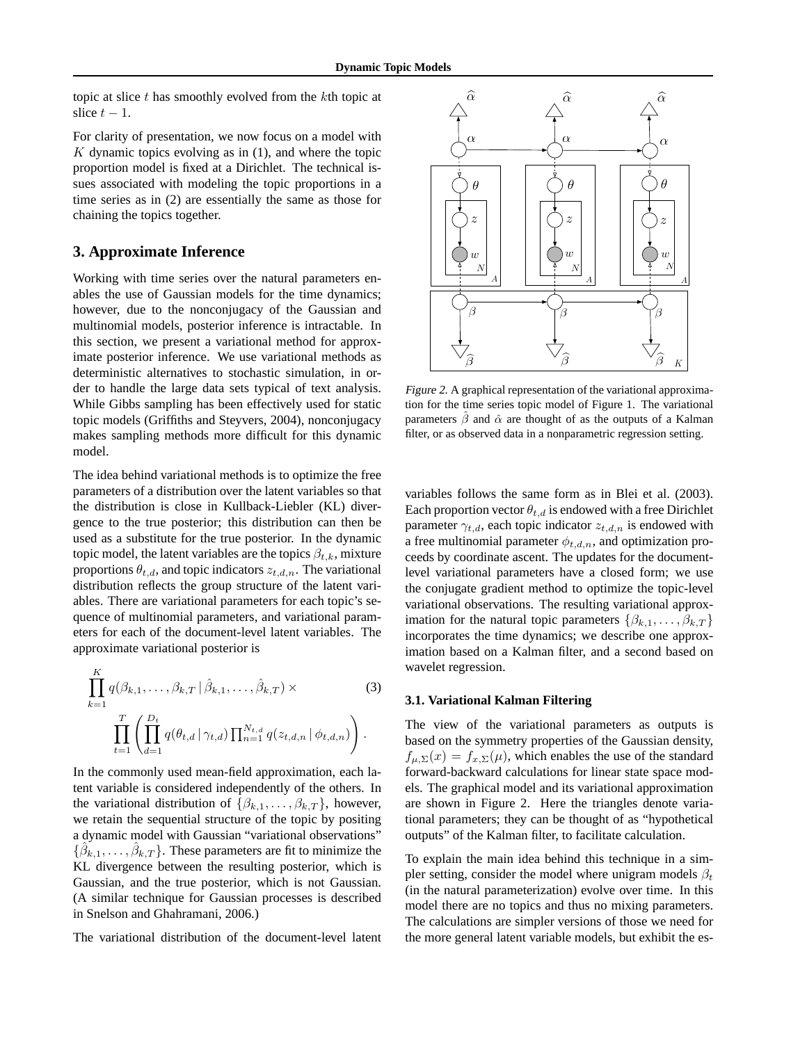topic at slice $t$ has smoothly evolved from the $k$th topic at slice $t-1$.

For clarity of presentation, we now focus on a model with $K$ dynamic topics evolving as in (1), and where the topic proportion model is fixed at a Dirichlet. The technical issues associated with modeling the topic proportions in a time series as in (2) are essentially the same as those for chaining the topics together.

## 3. Approximate Inference

Working with time series over the natural parameters enables the use of Gaussian models for the time dynamics; however, due to the nonconjugacy of the Gaussian and multinomial models, posterior inference is intractable. In this section, we present a variational method for approximate posterior inference. We use variational methods as deterministic alternatives to stochastic simulation, in order to handle the large data sets typical of text analysis. While Gibbs sampling has been effectively used for static topic models (Griffiths and Steyvers, 2004), nonconjugacy makes sampling methods more difficult for this dynamic model.

The idea behind variational methods is to optimize the free parameters of a distribution over the latent variables so that the distribution is close in Kullback-Liebler (KL) divergence to the true posterior; this distribution can then be used as a substitute for the true posterior. In the dynamic topic model, the latent variables are the topics $\beta_{t,k}$, mixture proportions $\theta_{t,d}$, and topic indicators $z_{t,d,n}$. The variational distribution reflects the group structure of the latent variables. There are variational parameters for each topic's sequence of multinomial parameters, and variational parameters for each of the document-level latent variables. The approximate variational posterior is

$$\prod_{k=1}^{K} q(\beta_{k,1}, \ldots, \beta_{k,T} \,|\, \hat{\beta}_{k,1}, \ldots, \hat{\beta}_{k,T}) \times \qquad (3)$$
$$\prod_{t=1}^{T} \left( \prod_{d=1}^{D_t} q(\theta_{t,d} \,|\, \gamma_{t,d}) \prod_{n=1}^{N_{t,d}} q(z_{t,d,n} \,|\, \phi_{t,d,n}) \right).$$

In the commonly used mean-field approximation, each latent variable is considered independently of the others. In the variational distribution of $\{\beta_{k,1}, \ldots, \beta_{k,T}\}$, however, we retain the sequential structure of the topic by positing a dynamic model with Gaussian "variational observations" $\{\hat{\beta}_{k,1}, \ldots, \hat{\beta}_{k,T}\}$. These parameters are fit to minimize the KL divergence between the resulting posterior, which is Gaussian, and the true posterior, which is not Gaussian. (A similar technique for Gaussian processes is described in Snelson and Ghahramani, 2006.)

The variational distribution of the document-level latent variables follows the same form as in Blei et al. (2003). Each proportion vector $\theta_{t,d}$ is endowed with a free Dirichlet parameter $\gamma_{t,d}$, each topic indicator $z_{t,d,n}$ is endowed with a free multinomial parameter $\phi_{t,d,n}$, and optimization proceeds by coordinate ascent. The updates for the document-level variational parameters have a closed form; we use the conjugate gradient method to optimize the topic-level variational observations. The resulting variational approximation for the natural topic parameters $\{\beta_{k,1}, \ldots, \beta_{k,T}\}$ incorporates the time dynamics; we describe one approximation based on a Kalman filter, and a second based on wavelet regression.

*Figure 2.* A graphical representation of the variational approximation for the time series topic model of Figure 1. The variational parameters $\hat{\beta}$ and $\hat{\alpha}$ are thought of as the outputs of a Kalman filter, or as observed data in a nonparametric regression setting.

### 3.1. Variational Kalman Filtering

The view of the variational parameters as outputs is based on the symmetry properties of the Gaussian density, $f_{\mu,\Sigma}(x) = f_{x,\Sigma}(\mu)$, which enables the use of the standard forward-backward calculations for linear state space models. The graphical model and its variational approximation are shown in Figure 2. Here the triangles denote variational parameters; they can be thought of as "hypothetical outputs" of the Kalman filter, to facilitate calculation.

To explain the main idea behind this technique in a simpler setting, consider the model where unigram models $\beta_t$ (in the natural parameterization) evolve over time. In this model there are no topics and thus no mixing parameters. The calculations are simpler versions of those we need for the more general latent variable models, but exhibit the es-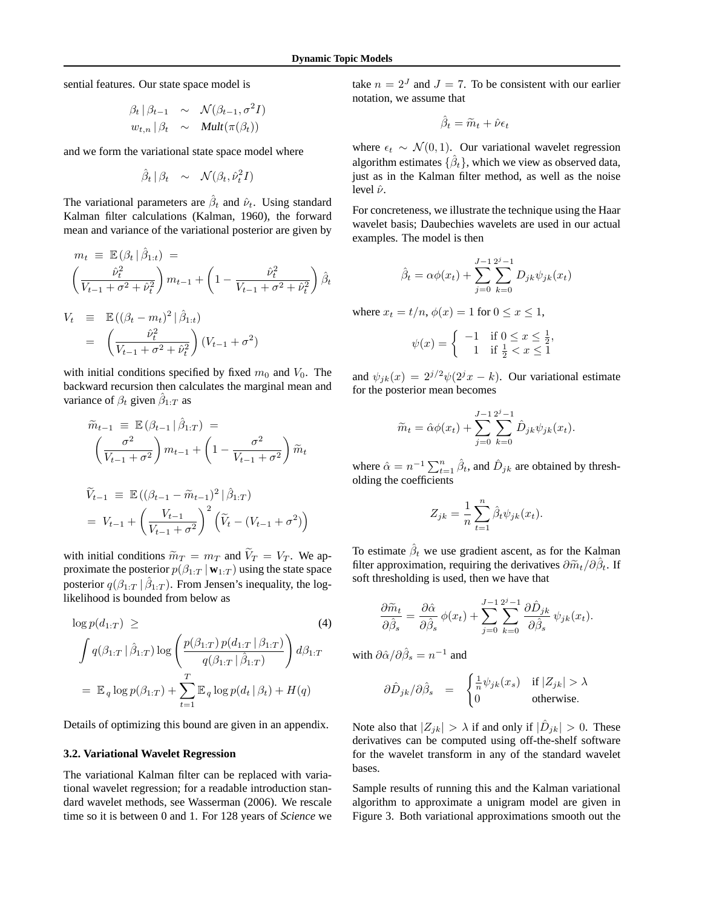sential features. Our state space model is

$$
\begin{aligned}
\beta_t \,|\, \beta_{t-1} &\sim \mathcal{N}(\beta_{t-1}, \sigma^2 I) \\
w_{t,n} \,|\, \beta_t &\sim \textit{Mult}(\pi(\beta_t))
\end{aligned}
$$

and we form the variational state space model where

$$
\hat{\beta}_t \,|\, \beta_t \sim \mathcal{N}(\beta_t, \hat{\nu}_t^2 I)
$$

The variational parameters are $\hat{\beta}_t$ and $\hat{\nu}_t$. Using standard Kalman filter calculations (Kalman, 1960), the forward mean and variance of the variational posterior are given by

$$
m_t \equiv \mathbb{E}(\beta_t \,|\, \hat{\beta}_{1:t}) = \left(\frac{\hat{\nu}_t^2}{V_{t-1} + \sigma^2 + \hat{\nu}_t^2}\right) m_{t-1} + \left(1 - \frac{\hat{\nu}_t^2}{V_{t-1} + \sigma^2 + \hat{\nu}_t^2}\right) \hat{\beta}_t
$$

$$
\begin{aligned}
V_t &\equiv \mathbb{E}((\beta_t - m_t)^2 \,|\, \hat{\beta}_{1:t}) \\
&= \left(\frac{\hat{\nu}_t^2}{V_{t-1} + \sigma^2 + \hat{\nu}_t^2}\right)(V_{t-1} + \sigma^2)
\end{aligned}
$$

with initial conditions specified by fixed $m_0$ and $V_0$. The backward recursion then calculates the marginal mean and variance of $\beta_t$ given $\hat{\beta}_{1:T}$ as

$$
\widetilde{m}_{t-1} \equiv \mathbb{E}(\beta_{t-1} \,|\, \hat{\beta}_{1:T}) = \left(\frac{\sigma^2}{V_{t-1} + \sigma^2}\right) m_{t-1} + \left(1 - \frac{\sigma^2}{V_{t-1} + \sigma^2}\right) \widetilde{m}_t
$$

$$
\begin{aligned}
\widetilde{V}_{t-1} &\equiv \mathbb{E}((\beta_{t-1} - \widetilde{m}_{t-1})^2 \,|\, \hat{\beta}_{1:T}) \\
&= V_{t-1} + \left(\frac{V_{t-1}}{V_{t-1} + \sigma^2}\right)^2 \left(\widetilde{V}_t - (V_{t-1} + \sigma^2)\right)
\end{aligned}
$$

with initial conditions $\widetilde{m}_T = m_T$ and $\widetilde{V}_T = V_T$. We approximate the posterior $p(\beta_{1:T} \,|\, \mathbf{w}_{1:T})$ using the state space posterior $q(\beta_{1:T} \,|\, \hat{\beta}_{1:T})$. From Jensen's inequality, the log-likelihood is bounded from below as

$$
\begin{aligned}
\log p(d_{1:T}) &\geq \qquad (4) \\
&\int q(\beta_{1:T} \,|\, \hat{\beta}_{1:T}) \log \left(\frac{p(\beta_{1:T})\, p(d_{1:T} \,|\, \beta_{1:T})}{q(\beta_{1:T} \,|\, \hat{\beta}_{1:T})}\right) d\beta_{1:T} \\
&= \mathbb{E}_q \log p(\beta_{1:T}) + \sum_{t=1}^{T} \mathbb{E}_q \log p(d_t \,|\, \beta_t) + H(q)
\end{aligned}
$$

Details of optimizing this bound are given in an appendix.

### 3.2. Variational Wavelet Regression

The variational Kalman filter can be replaced with variational wavelet regression; for a readable introduction standard wavelet methods, see Wasserman (2006). We rescale time so it is between 0 and 1. For 128 years of *Science* we take $n = 2^J$ and $J = 7$. To be consistent with our earlier notation, we assume that

$$
\hat{\beta}_t = \widetilde{m}_t + \hat{\nu}\epsilon_t
$$

where $\epsilon_t \sim \mathcal{N}(0, 1)$. Our variational wavelet regression algorithm estimates $\{\hat{\beta}_t\}$, which we view as observed data, just as in the Kalman filter method, as well as the noise level $\hat{\nu}$.

For concreteness, we illustrate the technique using the Haar wavelet basis; Daubechies wavelets are used in our actual examples. The model is then

$$
\hat{\beta}_t = \alpha\phi(x_t) + \sum_{j=0}^{J-1} \sum_{k=0}^{2^j-1} D_{jk} \psi_{jk}(x_t)
$$

where $x_t = t/n$, $\phi(x) = 1$ for $0 \leq x \leq 1$,

$$
\psi(x) = \begin{cases} -1 & \text{if } 0 \leq x \leq \frac{1}{2}, \\ 1 & \text{if } \frac{1}{2} < x \leq 1 \end{cases}
$$

and $\psi_{jk}(x) = 2^{j/2}\psi(2^j x - k)$. Our variational estimate for the posterior mean becomes

$$
\widetilde{m}_t = \hat{\alpha}\phi(x_t) + \sum_{j=0}^{J-1} \sum_{k=0}^{2^j-1} \hat{D}_{jk} \psi_{jk}(x_t).
$$

where $\hat{\alpha} = n^{-1} \sum_{t=1}^{n} \hat{\beta}_t$, and $\hat{D}_{jk}$ are obtained by thresholding the coefficients

$$
Z_{jk} = \frac{1}{n} \sum_{t=1}^{n} \hat{\beta}_t \psi_{jk}(x_t).
$$

To estimate $\hat{\beta}_t$ we use gradient ascent, as for the Kalman filter approximation, requiring the derivatives $\partial\widetilde{m}_t/\partial\hat{\beta}_t$. If soft thresholding is used, then we have that

$$
\frac{\partial\widetilde{m}_t}{\partial\hat{\beta}_s} = \frac{\partial\hat{\alpha}}{\partial\hat{\beta}_s}\,\phi(x_t) + \sum_{j=0}^{J-1} \sum_{k=0}^{2^j-1} \frac{\partial\hat{D}_{jk}}{\partial\hat{\beta}_s}\,\psi_{jk}(x_t).
$$

with $\partial\hat{\alpha}/\partial\hat{\beta}_s = n^{-1}$ and

$$
\partial\hat{D}_{jk}/\partial\hat{\beta}_s = \begin{cases} \frac{1}{n}\psi_{jk}(x_s) & \text{if } |Z_{jk}| > \lambda \\ 0 & \text{otherwise.} \end{cases}
$$

Note also that $|Z_{jk}| > \lambda$ if and only if $|\hat{D}_{jk}| > 0$. These derivatives can be computed using off-the-shelf software for the wavelet transform in any of the standard wavelet bases.

Sample results of running this and the Kalman variational algorithm to approximate a unigram model are given in Figure 3. Both variational approximations smooth out the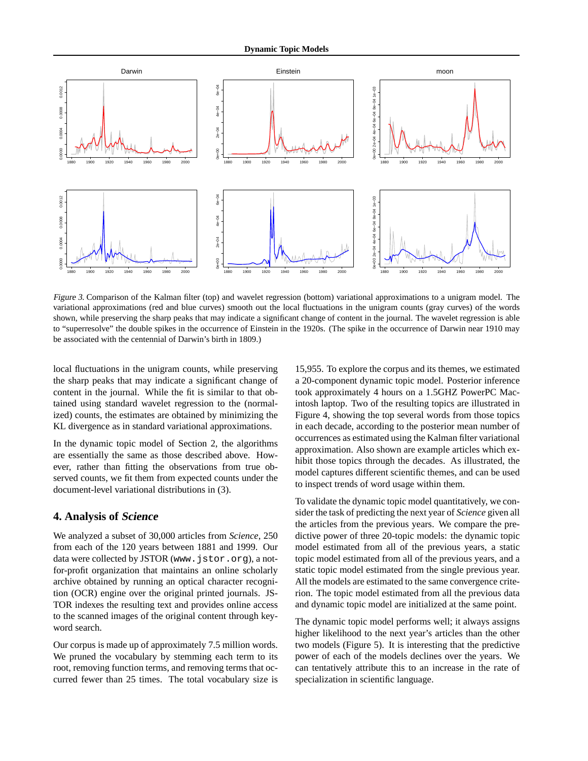*Figure 3.* Comparison of the Kalman filter (top) and wavelet regression (bottom) variational approximations to a unigram model. The variational approximations (red and blue curves) smooth out the local fluctuations in the unigram counts (gray curves) of the words shown, while preserving the sharp peaks that may indicate a significant change of content in the journal. The wavelet regression is able to "superresolve" the double spikes in the occurrence of Einstein in the 1920s. (The spike in the occurrence of Darwin near 1910 may be associated with the centennial of Darwin's birth in 1809.)

local fluctuations in the unigram counts, while preserving the sharp peaks that may indicate a significant change of content in the journal. While the fit is similar to that obtained using standard wavelet regression to the (normalized) counts, the estimates are obtained by minimizing the KL divergence as in standard variational approximations.

In the dynamic topic model of Section 2, the algorithms are essentially the same as those described above. However, rather than fitting the observations from true observed counts, we fit them from expected counts under the document-level variational distributions in (3).

## 4. Analysis of *Science*

We analyzed a subset of 30,000 articles from *Science*, 250 from each of the 120 years between 1881 and 1999. Our data were collected by JSTOR (`www.jstor.org`), a not-for-profit organization that maintains an online scholarly archive obtained by running an optical character recognition (OCR) engine over the original printed journals. JSTOR indexes the resulting text and provides online access to the scanned images of the original content through keyword search.

Our corpus is made up of approximately 7.5 million words. We pruned the vocabulary by stemming each term to its root, removing function terms, and removing terms that occurred fewer than 25 times. The total vocabulary size is 15,955. To explore the corpus and its themes, we estimated a 20-component dynamic topic model. Posterior inference took approximately 4 hours on a 1.5GHZ PowerPC Macintosh laptop. Two of the resulting topics are illustrated in Figure 4, showing the top several words from those topics in each decade, according to the posterior mean number of occurrences as estimated using the Kalman filter variational approximation. Also shown are example articles which exhibit those topics through the decades. As illustrated, the model captures different scientific themes, and can be used to inspect trends of word usage within them.

To validate the dynamic topic model quantitatively, we consider the task of predicting the next year of *Science* given all the articles from the previous years. We compare the predictive power of three 20-topic models: the dynamic topic model estimated from all of the previous years, a static topic model estimated from all of the previous years, and a static topic model estimated from the single previous year. All the models are estimated to the same convergence criterion. The topic model estimated from all the previous data and dynamic topic model are initialized at the same point.

The dynamic topic model performs well; it always assigns higher likelihood to the next year's articles than the other two models (Figure 5). It is interesting that the predictive power of each of the models declines over the years. We can tentatively attribute this to an increase in the rate of specialization in scientific language.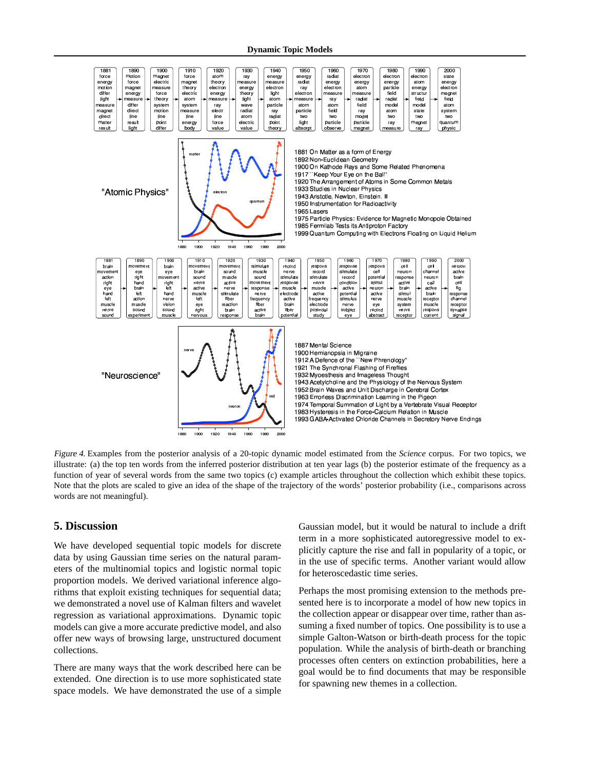Figure 4. Examples from the posterior analysis of a 20-topic dynamic model estimated from the *Science* corpus. For two topics, we illustrate: (a) the top ten words from the inferred posterior distribution at ten year lags (b) the posterior estimate of the frequency as a function of year of several words from the same two topics (c) example articles throughout the collection which exhibit these topics. Note that the plots are scaled to give an idea of the shape of the trajectory of the words' posterior probability (i.e., comparisons across words are not meaningful).

## 5. Discussion

We have developed sequential topic models for discrete data by using Gaussian time series on the natural parameters of the multinomial topics and logistic normal topic proportion models. We derived variational inference algorithms that exploit existing techniques for sequential data; we demonstrated a novel use of Kalman filters and wavelet regression as variational approximations. Dynamic topic models can give a more accurate predictive model, and also offer new ways of browsing large, unstructured document collections.

There are many ways that the work described here can be extended. One direction is to use more sophisticated state space models. We have demonstrated the use of a simple Gaussian model, but it would be natural to include a drift term in a more sophisticated autoregressive model to explicitly capture the rise and fall in popularity of a topic, or in the use of specific terms. Another variant would allow for heteroscedastic time series.

Perhaps the most promising extension to the methods presented here is to incorporate a model of how new topics in the collection appear or disappear over time, rather than assuming a fixed number of topics. One possibility is to use a simple Galton-Watson or birth-death process for the topic population. While the analysis of birth-death or branching processes often centers on extinction probabilities, here a goal would be to find documents that may be responsible for spawning new themes in a collection.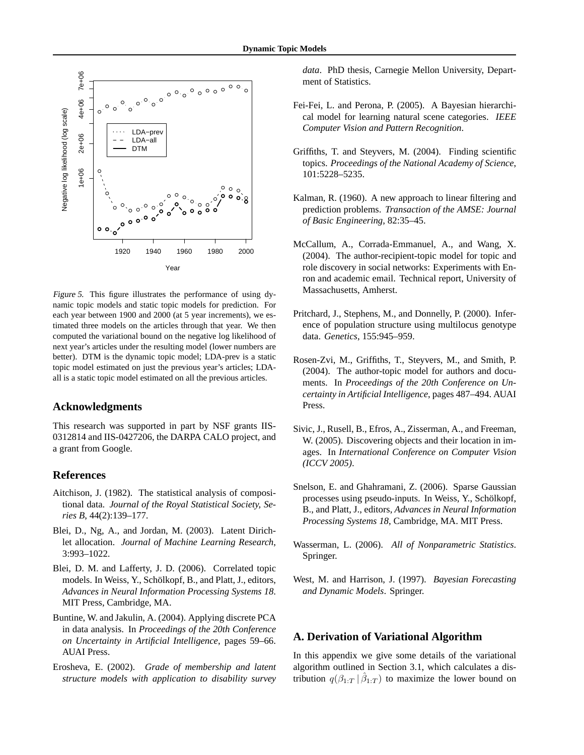*Figure 5.* This figure illustrates the performance of using dynamic topic models and static topic models for prediction. For each year between 1900 and 2000 (at 5 year increments), we estimated three models on the articles through that year. We then computed the variational bound on the negative log likelihood of next year's articles under the resulting model (lower numbers are better). DTM is the dynamic topic model; LDA-prev is a static topic model estimated on just the previous year's articles; LDA-all is a static topic model estimated on all the previous articles.

## Acknowledgments

This research was supported in part by NSF grants IIS-0312814 and IIS-0427206, the DARPA CALO project, and a grant from Google.

## References

Aitchison, J. (1982). The statistical analysis of compositional data. *Journal of the Royal Statistical Society, Series B*, 44(2):139–177.

Blei, D., Ng, A., and Jordan, M. (2003). Latent Dirichlet allocation. *Journal of Machine Learning Research*, 3:993–1022.

Blei, D. M. and Lafferty, J. D. (2006). Correlated topic models. In Weiss, Y., Schölkopf, B., and Platt, J., editors, *Advances in Neural Information Processing Systems 18*. MIT Press, Cambridge, MA.

Buntine, W. and Jakulin, A. (2004). Applying discrete PCA in data analysis. In *Proceedings of the 20th Conference on Uncertainty in Artificial Intelligence*, pages 59–66. AUAI Press.

Erosheva, E. (2002). *Grade of membership and latent structure models with application to disability survey data*. PhD thesis, Carnegie Mellon University, Department of Statistics.

Fei-Fei, L. and Perona, P. (2005). A Bayesian hierarchical model for learning natural scene categories. *IEEE Computer Vision and Pattern Recognition*.

Griffiths, T. and Steyvers, M. (2004). Finding scientific topics. *Proceedings of the National Academy of Science*, 101:5228–5235.

Kalman, R. (1960). A new approach to linear filtering and prediction problems. *Transaction of the AMSE: Journal of Basic Engineering*, 82:35–45.

McCallum, A., Corrada-Emmanuel, A., and Wang, X. (2004). The author-recipient-topic model for topic and role discovery in social networks: Experiments with Enron and academic email. Technical report, University of Massachusetts, Amherst.

Pritchard, J., Stephens, M., and Donnelly, P. (2000). Inference of population structure using multilocus genotype data. *Genetics*, 155:945–959.

Rosen-Zvi, M., Griffiths, T., Steyvers, M., and Smith, P. (2004). The author-topic model for authors and documents. In *Proceedings of the 20th Conference on Uncertainty in Artificial Intelligence*, pages 487–494. AUAI Press.

Sivic, J., Rusell, B., Efros, A., Zisserman, A., and Freeman, W. (2005). Discovering objects and their location in images. In *International Conference on Computer Vision (ICCV 2005)*.

Snelson, E. and Ghahramani, Z. (2006). Sparse Gaussian processes using pseudo-inputs. In Weiss, Y., Schölkopf, B., and Platt, J., editors, *Advances in Neural Information Processing Systems 18*, Cambridge, MA. MIT Press.

Wasserman, L. (2006). *All of Nonparametric Statistics*. Springer.

West, M. and Harrison, J. (1997). *Bayesian Forecasting and Dynamic Models*. Springer.

## A. Derivation of Variational Algorithm

In this appendix we give some details of the variational algorithm outlined in Section 3.1, which calculates a distribution $q(\beta_{1:T} \,|\, \hat{\beta}_{1:T})$ to maximize the lower bound on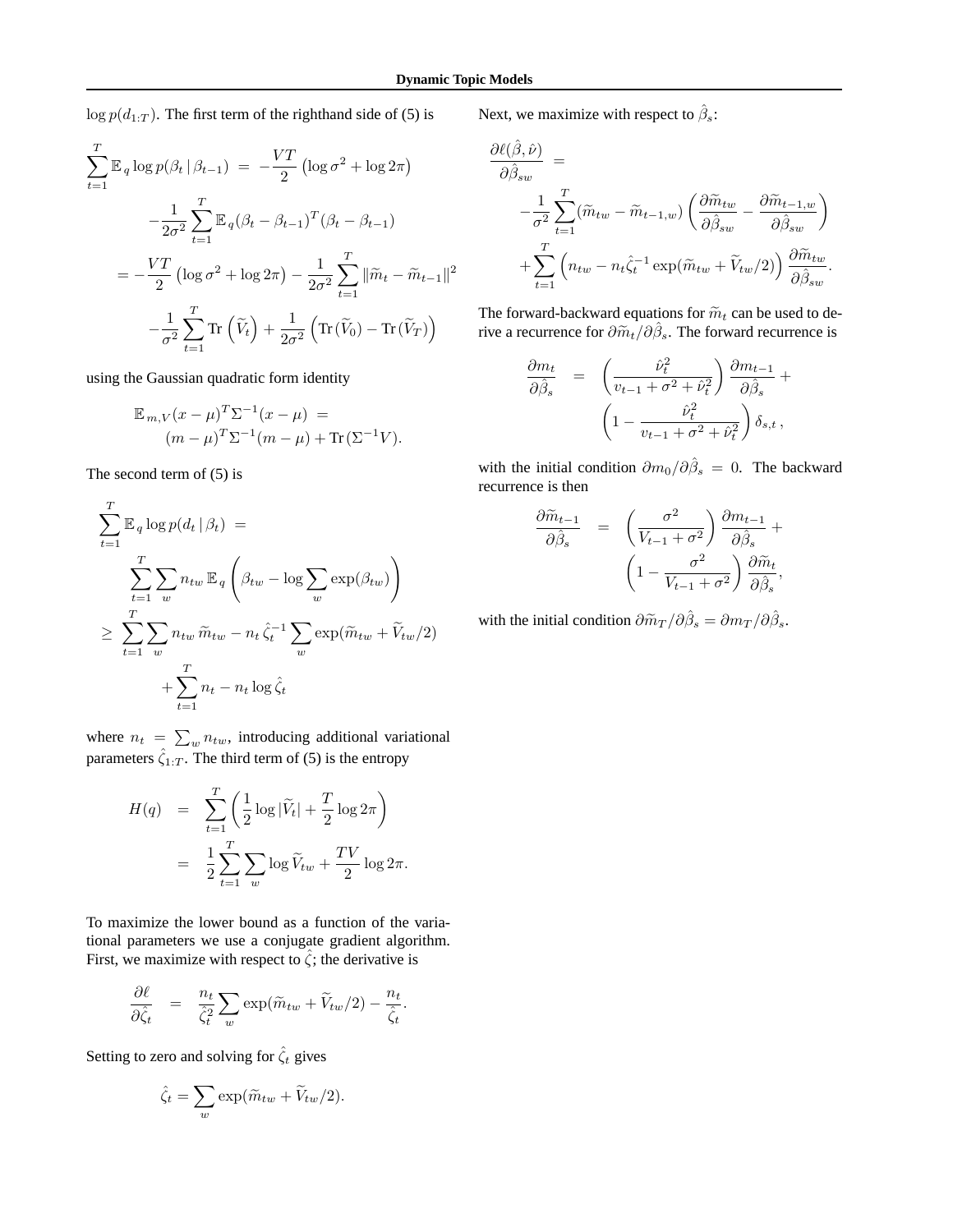$\log p(d_{1:T})$. The first term of the righthand side of (5) is

$$
\begin{aligned}
\sum_{t=1}^{T} \mathbb{E}_q \log p(\beta_t \,|\, \beta_{t-1}) \;&=\; -\frac{VT}{2}\left(\log \sigma^2 + \log 2\pi\right) \\
&\quad -\frac{1}{2\sigma^2}\sum_{t=1}^{T} \mathbb{E}_q (\beta_t - \beta_{t-1})^T(\beta_t - \beta_{t-1}) \\
&= -\frac{VT}{2}\left(\log \sigma^2 + \log 2\pi\right) - \frac{1}{2\sigma^2}\sum_{t=1}^{T} \|\widetilde{m}_t - \widetilde{m}_{t-1}\|^2 \\
&\quad -\frac{1}{\sigma^2}\sum_{t=1}^{T} \mathrm{Tr}\left(\widetilde{V}_t\right) + \frac{1}{2\sigma^2}\left(\mathrm{Tr}(\widetilde{V}_0) - \mathrm{Tr}(\widetilde{V}_T)\right)
\end{aligned}
$$

using the Gaussian quadratic form identity

$$
\begin{aligned}
\mathbb{E}_{m,V}(x-\mu)^T\Sigma^{-1}(x-\mu) \;&=\; \\
(m-\mu)^T\Sigma^{-1}(m-\mu) &+ \mathrm{Tr}\,(\Sigma^{-1}V).
\end{aligned}
$$

The second term of (5) is

$$
\begin{aligned}
&\sum_{t=1}^{T} \mathbb{E}_q \log p(d_t \,|\, \beta_t) \;= \\
&\quad \sum_{t=1}^{T}\sum_{w} n_{tw}\,\mathbb{E}_q\left(\beta_{tw} - \log \sum_w \exp(\beta_{tw})\right) \\
&\geq\; \sum_{t=1}^{T}\sum_{w} n_{tw}\,\widetilde{m}_{tw} - n_t\,\hat{\zeta}_t^{-1}\sum_w \exp(\widetilde{m}_{tw} + \widetilde{V}_{tw}/2) \\
&\quad + \sum_{t=1}^{T} n_t - n_t \log \hat{\zeta}_t
\end{aligned}
$$

where $n_t = \sum_w n_{tw}$, introducing additional variational parameters $\hat{\zeta}_{1:T}$. The third term of (5) is the entropy

$$
\begin{aligned}
H(q) &= \sum_{t=1}^{T}\left(\frac{1}{2}\log|\widetilde{V}_t| + \frac{T}{2}\log 2\pi\right) \\
&= \frac{1}{2}\sum_{t=1}^{T}\sum_w \log \widetilde{V}_{tw} + \frac{TV}{2}\log 2\pi.
\end{aligned}
$$

To maximize the lower bound as a function of the variational parameters we use a conjugate gradient algorithm. First, we maximize with respect to $\hat{\zeta}$; the derivative is

$$
\frac{\partial \ell}{\partial \hat{\zeta}_t} \;=\; \frac{n_t}{\hat{\zeta}_t^2}\sum_w \exp(\widetilde{m}_{tw} + \widetilde{V}_{tw}/2) - \frac{n_t}{\hat{\zeta}_t}.
$$

Setting to zero and solving for $\hat{\zeta}_t$ gives

$$
\hat{\zeta}_t = \sum_w \exp(\widetilde{m}_{tw} + \widetilde{V}_{tw}/2).
$$

Next, we maximize with respect to $\hat{\beta}_s$:

$$
\begin{aligned}
&\frac{\partial \ell(\hat{\beta}, \hat{\nu})}{\partial \hat{\beta}_{sw}} \;= \\
&\quad -\frac{1}{\sigma^2}\sum_{t=1}^{T}(\widetilde{m}_{tw} - \widetilde{m}_{t-1,w})\left(\frac{\partial \widetilde{m}_{tw}}{\partial \hat{\beta}_{sw}} - \frac{\partial \widetilde{m}_{t-1,w}}{\partial \hat{\beta}_{sw}}\right) \\
&\quad + \sum_{t=1}^{T}\left(n_{tw} - n_t\hat{\zeta}_t^{-1}\exp(\widetilde{m}_{tw} + \widetilde{V}_{tw}/2)\right)\frac{\partial \widetilde{m}_{tw}}{\partial \hat{\beta}_{sw}}.
\end{aligned}
$$

The forward-backward equations for $\widetilde{m}_t$ can be used to derive a recurrence for $\partial\widetilde{m}_t/\partial\hat{\beta}_s$. The forward recurrence is

$$
\begin{aligned}
\frac{\partial m_t}{\partial \hat{\beta}_s} \;&=\; \left(\frac{\hat{\nu}_t^2}{v_{t-1} + \sigma^2 + \hat{\nu}_t^2}\right)\frac{\partial m_{t-1}}{\partial \hat{\beta}_s} + \\
&\quad \left(1 - \frac{\hat{\nu}_t^2}{v_{t-1} + \sigma^2 + \hat{\nu}_t^2}\right)\delta_{s,t}\,,
\end{aligned}
$$

with the initial condition $\partial m_0/\partial\hat{\beta}_s = 0$. The backward recurrence is then

$$
\begin{aligned}
\frac{\partial \widetilde{m}_{t-1}}{\partial \hat{\beta}_s} \;&=\; \left(\frac{\sigma^2}{V_{t-1} + \sigma^2}\right)\frac{\partial m_{t-1}}{\partial \hat{\beta}_s} + \\
&\quad \left(1 - \frac{\sigma^2}{V_{t-1} + \sigma^2}\right)\frac{\partial \widetilde{m}_t}{\partial \hat{\beta}_s},
\end{aligned}
$$

with the initial condition $\partial\widetilde{m}_T/\partial\hat{\beta}_s = \partial m_T/\partial\hat{\beta}_s$.